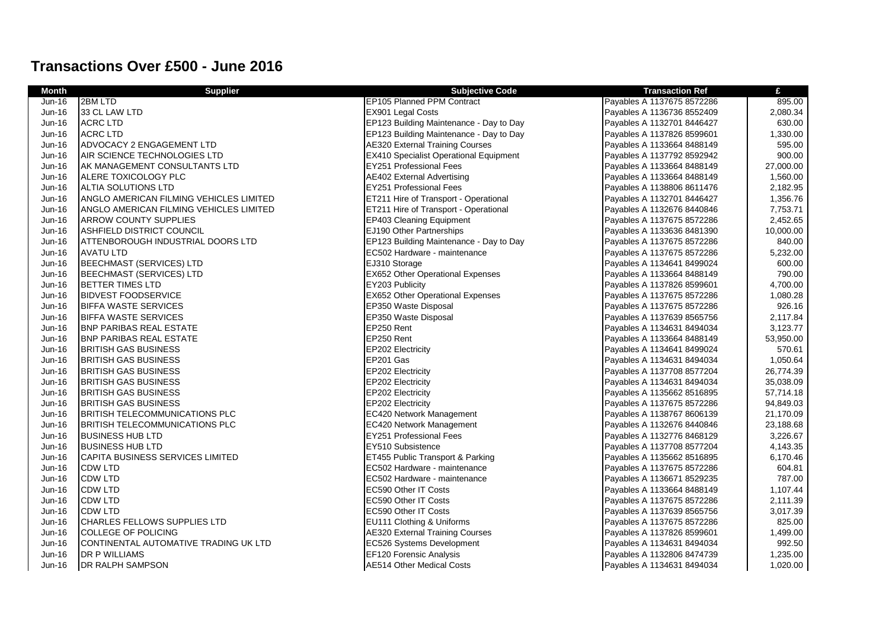# Transactions Over £500 - June 2016

| Month | Supplier | Subjective Code | Transaction Ref | £ |
|---|---|---|---|---|
| Jun-16 | 2BM LTD | EP105 Planned PPM Contract | Payables A 1137675 8572286 | 895.00 |
| Jun-16 | 33 CL LAW LTD | EX901 Legal Costs | Payables A 1136736 8552409 | 2,080.34 |
| Jun-16 | ACRC LTD | EP123 Building Maintenance - Day to Day | Payables A 1132701 8446427 | 630.00 |
| Jun-16 | ACRC LTD | EP123 Building Maintenance - Day to Day | Payables A 1137826 8599601 | 1,330.00 |
| Jun-16 | ADVOCACY 2 ENGAGEMENT LTD | AE320 External Training Courses | Payables A 1133664 8488149 | 595.00 |
| Jun-16 | AIR SCIENCE TECHNOLOGIES LTD | EX410 Specialist Operational Equipment | Payables A 1137792 8592942 | 900.00 |
| Jun-16 | AK MANAGEMENT CONSULTANTS LTD | EY251 Professional Fees | Payables A 1133664 8488149 | 27,000.00 |
| Jun-16 | ALERE TOXICOLOGY PLC | AE402 External Advertising | Payables A 1133664 8488149 | 1,560.00 |
| Jun-16 | ALTIA SOLUTIONS LTD | EY251 Professional Fees | Payables A 1138806 8611476 | 2,182.95 |
| Jun-16 | ANGLO AMERICAN FILMING VEHICLES LIMITED | ET211 Hire of Transport - Operational | Payables A 1132701 8446427 | 1,356.76 |
| Jun-16 | ANGLO AMERICAN FILMING VEHICLES LIMITED | ET211 Hire of Transport - Operational | Payables A 1132676 8440846 | 7,753.71 |
| Jun-16 | ARROW COUNTY SUPPLIES | EP403 Cleaning Equipment | Payables A 1137675 8572286 | 2,452.65 |
| Jun-16 | ASHFIELD DISTRICT COUNCIL | EJ190 Other Partnerships | Payables A 1133636 8481390 | 10,000.00 |
| Jun-16 | ATTENBOROUGH INDUSTRIAL DOORS LTD | EP123 Building Maintenance - Day to Day | Payables A 1137675 8572286 | 840.00 |
| Jun-16 | AVATU LTD | EC502 Hardware - maintenance | Payables A 1137675 8572286 | 5,232.00 |
| Jun-16 | BEECHMAST (SERVICES) LTD | EJ310 Storage | Payables A 1134641 8499024 | 600.00 |
| Jun-16 | BEECHMAST (SERVICES) LTD | EX652 Other Operational Expenses | Payables A 1133664 8488149 | 790.00 |
| Jun-16 | BETTER TIMES LTD | EY203 Publicity | Payables A 1137826 8599601 | 4,700.00 |
| Jun-16 | BIDVEST FOODSERVICE | EX652 Other Operational Expenses | Payables A 1137675 8572286 | 1,080.28 |
| Jun-16 | BIFFA WASTE SERVICES | EP350 Waste Disposal | Payables A 1137675 8572286 | 926.16 |
| Jun-16 | BIFFA WASTE SERVICES | EP350 Waste Disposal | Payables A 1137639 8565756 | 2,117.84 |
| Jun-16 | BNP PARIBAS REAL ESTATE | EP250 Rent | Payables A 1134631 8494034 | 3,123.77 |
| Jun-16 | BNP PARIBAS REAL ESTATE | EP250 Rent | Payables A 1133664 8488149 | 53,950.00 |
| Jun-16 | BRITISH GAS BUSINESS | EP202 Electricity | Payables A 1134641 8499024 | 570.61 |
| Jun-16 | BRITISH GAS BUSINESS | EP201 Gas | Payables A 1134631 8494034 | 1,050.64 |
| Jun-16 | BRITISH GAS BUSINESS | EP202 Electricity | Payables A 1137708 8577204 | 26,774.39 |
| Jun-16 | BRITISH GAS BUSINESS | EP202 Electricity | Payables A 1134631 8494034 | 35,038.09 |
| Jun-16 | BRITISH GAS BUSINESS | EP202 Electricity | Payables A 1135662 8516895 | 57,714.18 |
| Jun-16 | BRITISH GAS BUSINESS | EP202 Electricity | Payables A 1137675 8572286 | 94,849.03 |
| Jun-16 | BRITISH TELECOMMUNICATIONS PLC | EC420 Network Management | Payables A 1138767 8606139 | 21,170.09 |
| Jun-16 | BRITISH TELECOMMUNICATIONS PLC | EC420 Network Management | Payables A 1132676 8440846 | 23,188.68 |
| Jun-16 | BUSINESS HUB LTD | EY251 Professional Fees | Payables A 1132776 8468129 | 3,226.67 |
| Jun-16 | BUSINESS HUB LTD | EY510 Subsistence | Payables A 1137708 8577204 | 4,143.35 |
| Jun-16 | CAPITA BUSINESS SERVICES LIMITED | ET455 Public Transport & Parking | Payables A 1135662 8516895 | 6,170.46 |
| Jun-16 | CDW LTD | EC502 Hardware - maintenance | Payables A 1137675 8572286 | 604.81 |
| Jun-16 | CDW LTD | EC502 Hardware - maintenance | Payables A 1136671 8529235 | 787.00 |
| Jun-16 | CDW LTD | EC590 Other IT Costs | Payables A 1133664 8488149 | 1,107.44 |
| Jun-16 | CDW LTD | EC590 Other IT Costs | Payables A 1137675 8572286 | 2,111.39 |
| Jun-16 | CDW LTD | EC590 Other IT Costs | Payables A 1137639 8565756 | 3,017.39 |
| Jun-16 | CHARLES FELLOWS SUPPLIES LTD | EU111 Clothing & Uniforms | Payables A 1137675 8572286 | 825.00 |
| Jun-16 | COLLEGE OF POLICING | AE320 External Training Courses | Payables A 1137826 8599601 | 1,499.00 |
| Jun-16 | CONTINENTAL AUTOMATIVE TRADING UK LTD | EC526 Systems Development | Payables A 1134631 8494034 | 992.50 |
| Jun-16 | DR P WILLIAMS | EF120 Forensic Analysis | Payables A 1132806 8474739 | 1,235.00 |
| Jun-16 | DR RALPH SAMPSON | AE514 Other Medical Costs | Payables A 1134631 8494034 | 1,020.00 |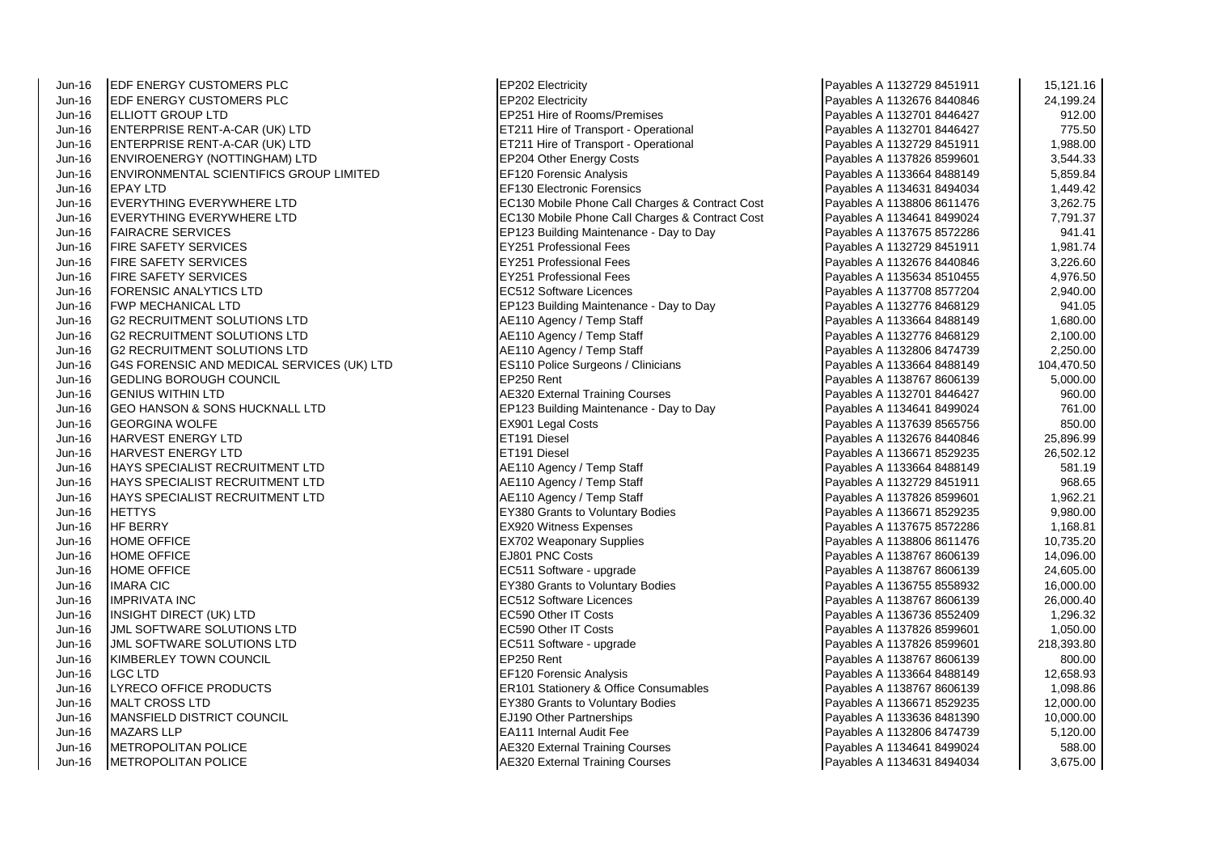| | | | | |
|---|---|---|---|---|
| Jun-16 | EDF ENERGY CUSTOMERS PLC | EP202 Electricity | Payables A 1132729 8451911 | 15,121.16 |
| Jun-16 | EDF ENERGY CUSTOMERS PLC | EP202 Electricity | Payables A 1132676 8440846 | 24,199.24 |
| Jun-16 | ELLIOTT GROUP LTD | EP251 Hire of Rooms/Premises | Payables A 1132701 8446427 | 912.00 |
| Jun-16 | ENTERPRISE RENT-A-CAR (UK) LTD | ET211 Hire of Transport - Operational | Payables A 1132701 8446427 | 775.50 |
| Jun-16 | ENTERPRISE RENT-A-CAR (UK) LTD | ET211 Hire of Transport - Operational | Payables A 1132729 8451911 | 1,988.00 |
| Jun-16 | ENVIROENERGY (NOTTINGHAM) LTD | EP204 Other Energy Costs | Payables A 1137826 8599601 | 3,544.33 |
| Jun-16 | ENVIRONMENTAL SCIENTIFICS GROUP LIMITED | EF120 Forensic Analysis | Payables A 1133664 8488149 | 5,859.84 |
| Jun-16 | EPAY LTD | EF130 Electronic Forensics | Payables A 1134631 8494034 | 1,449.42 |
| Jun-16 | EVERYTHING EVERYWHERE LTD | EC130 Mobile Phone Call Charges & Contract Cost | Payables A 1138806 8611476 | 3,262.75 |
| Jun-16 | EVERYTHING EVERYWHERE LTD | EC130 Mobile Phone Call Charges & Contract Cost | Payables A 1134641 8499024 | 7,791.37 |
| Jun-16 | FAIRACRE SERVICES | EP123 Building Maintenance - Day to Day | Payables A 1137675 8572286 | 941.41 |
| Jun-16 | FIRE SAFETY SERVICES | EY251 Professional Fees | Payables A 1132729 8451911 | 1,981.74 |
| Jun-16 | FIRE SAFETY SERVICES | EY251 Professional Fees | Payables A 1132676 8440846 | 3,226.60 |
| Jun-16 | FIRE SAFETY SERVICES | EY251 Professional Fees | Payables A 1135634 8510455 | 4,976.50 |
| Jun-16 | FORENSIC ANALYTICS LTD | EC512 Software Licences | Payables A 1137708 8577204 | 2,940.00 |
| Jun-16 | FWP MECHANICAL LTD | EP123 Building Maintenance - Day to Day | Payables A 1132776 8468129 | 941.05 |
| Jun-16 | G2 RECRUITMENT SOLUTIONS LTD | AE110 Agency / Temp Staff | Payables A 1133664 8488149 | 1,680.00 |
| Jun-16 | G2 RECRUITMENT SOLUTIONS LTD | AE110 Agency / Temp Staff | Payables A 1132776 8468129 | 2,100.00 |
| Jun-16 | G2 RECRUITMENT SOLUTIONS LTD | AE110 Agency / Temp Staff | Payables A 1132806 8474739 | 2,250.00 |
| Jun-16 | G4S FORENSIC AND MEDICAL SERVICES (UK) LTD | ES110 Police Surgeons / Clinicians | Payables A 1133664 8488149 | 104,470.50 |
| Jun-16 | GEDLING BOROUGH COUNCIL | EP250 Rent | Payables A 1138767 8606139 | 5,000.00 |
| Jun-16 | GENIUS WITHIN LTD | AE320 External Training Courses | Payables A 1132701 8446427 | 960.00 |
| Jun-16 | GEO HANSON & SONS HUCKNALL LTD | EP123 Building Maintenance - Day to Day | Payables A 1134641 8499024 | 761.00 |
| Jun-16 | GEORGINA WOLFE | EX901 Legal Costs | Payables A 1137639 8565756 | 850.00 |
| Jun-16 | HARVEST ENERGY LTD | ET191 Diesel | Payables A 1132676 8440846 | 25,896.99 |
| Jun-16 | HARVEST ENERGY LTD | ET191 Diesel | Payables A 1136671 8529235 | 26,502.12 |
| Jun-16 | HAYS SPECIALIST RECRUITMENT LTD | AE110 Agency / Temp Staff | Payables A 1133664 8488149 | 581.19 |
| Jun-16 | HAYS SPECIALIST RECRUITMENT LTD | AE110 Agency / Temp Staff | Payables A 1132729 8451911 | 968.65 |
| Jun-16 | HAYS SPECIALIST RECRUITMENT LTD | AE110 Agency / Temp Staff | Payables A 1137826 8599601 | 1,962.21 |
| Jun-16 | HETTYS | EY380 Grants to Voluntary Bodies | Payables A 1136671 8529235 | 9,980.00 |
| Jun-16 | HF BERRY | EX920 Witness Expenses | Payables A 1137675 8572286 | 1,168.81 |
| Jun-16 | HOME OFFICE | EX702 Weaponary Supplies | Payables A 1138806 8611476 | 10,735.20 |
| Jun-16 | HOME OFFICE | EJ801 PNC Costs | Payables A 1138767 8606139 | 14,096.00 |
| Jun-16 | HOME OFFICE | EC511 Software - upgrade | Payables A 1138767 8606139 | 24,605.00 |
| Jun-16 | IMARA CIC | EY380 Grants to Voluntary Bodies | Payables A 1136755 8558932 | 16,000.00 |
| Jun-16 | IMPRIVATA INC | EC512 Software Licences | Payables A 1138767 8606139 | 26,000.40 |
| Jun-16 | INSIGHT DIRECT (UK) LTD | EC590 Other IT Costs | Payables A 1136736 8552409 | 1,296.32 |
| Jun-16 | JML SOFTWARE SOLUTIONS LTD | EC590 Other IT Costs | Payables A 1137826 8599601 | 1,050.00 |
| Jun-16 | JML SOFTWARE SOLUTIONS LTD | EC511 Software - upgrade | Payables A 1137826 8599601 | 218,393.80 |
| Jun-16 | KIMBERLEY TOWN COUNCIL | EP250 Rent | Payables A 1138767 8606139 | 800.00 |
| Jun-16 | LGC LTD | EF120 Forensic Analysis | Payables A 1133664 8488149 | 12,658.93 |
| Jun-16 | LYRECO OFFICE PRODUCTS | ER101 Stationery & Office Consumables | Payables A 1138767 8606139 | 1,098.86 |
| Jun-16 | MALT CROSS LTD | EY380 Grants to Voluntary Bodies | Payables A 1136671 8529235 | 12,000.00 |
| Jun-16 | MANSFIELD DISTRICT COUNCIL | EJ190 Other Partnerships | Payables A 1133636 8481390 | 10,000.00 |
| Jun-16 | MAZARS LLP | EA111 Internal Audit Fee | Payables A 1132806 8474739 | 5,120.00 |
| Jun-16 | METROPOLITAN POLICE | AE320 External Training Courses | Payables A 1134641 8499024 | 588.00 |
| Jun-16 | METROPOLITAN POLICE | AE320 External Training Courses | Payables A 1134631 8494034 | 3,675.00 |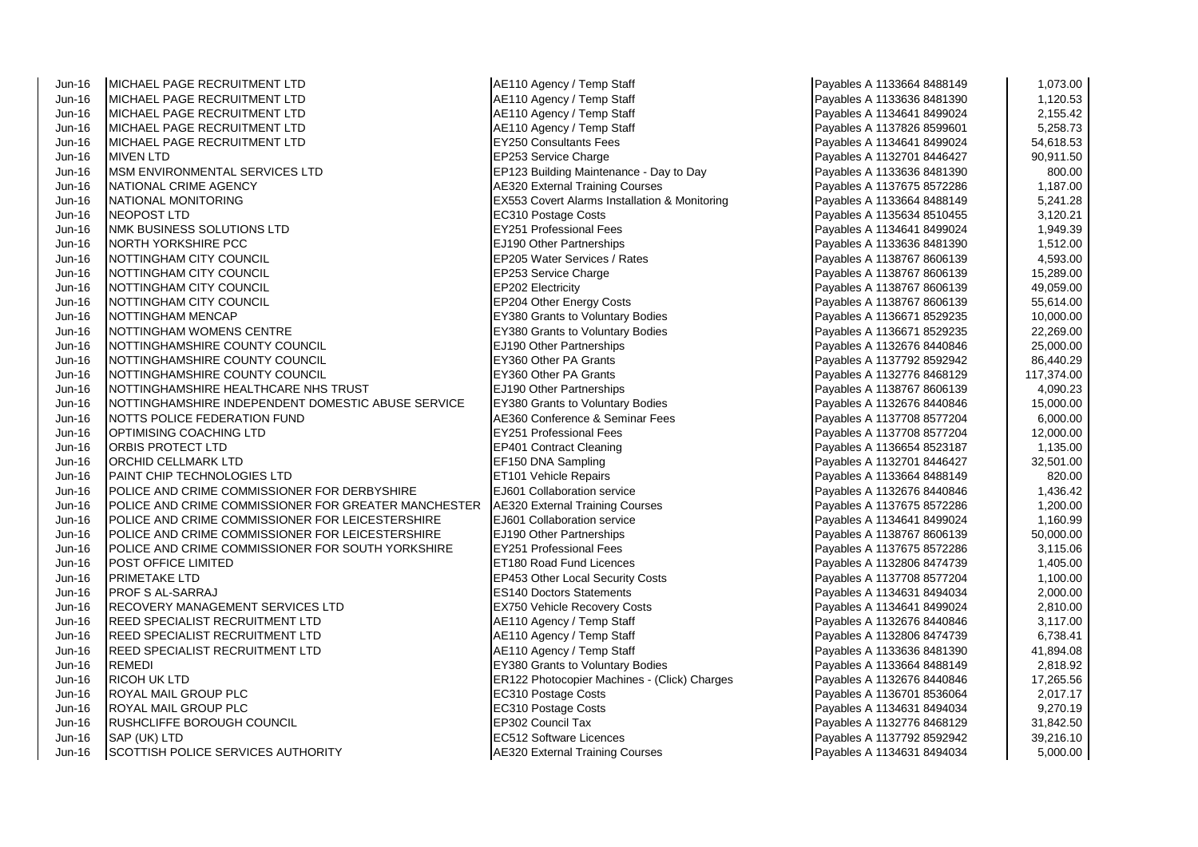| | | | | |
|---|---|---|---|---|
| Jun-16 | MICHAEL PAGE RECRUITMENT LTD | AE110 Agency / Temp Staff | Payables A 1133664 8488149 | 1,073.00 |
| Jun-16 | MICHAEL PAGE RECRUITMENT LTD | AE110 Agency / Temp Staff | Payables A 1133636 8481390 | 1,120.53 |
| Jun-16 | MICHAEL PAGE RECRUITMENT LTD | AE110 Agency / Temp Staff | Payables A 1134641 8499024 | 2,155.42 |
| Jun-16 | MICHAEL PAGE RECRUITMENT LTD | AE110 Agency / Temp Staff | Payables A 1137826 8599601 | 5,258.73 |
| Jun-16 | MICHAEL PAGE RECRUITMENT LTD | EY250 Consultants Fees | Payables A 1134641 8499024 | 54,618.53 |
| Jun-16 | MIVEN LTD | EP253 Service Charge | Payables A 1132701 8446427 | 90,911.50 |
| Jun-16 | MSM ENVIRONMENTAL SERVICES LTD | EP123 Building Maintenance - Day to Day | Payables A 1133636 8481390 | 800.00 |
| Jun-16 | NATIONAL CRIME AGENCY | AE320 External Training Courses | Payables A 1137675 8572286 | 1,187.00 |
| Jun-16 | NATIONAL MONITORING | EX553 Covert Alarms Installation & Monitoring | Payables A 1133664 8488149 | 5,241.28 |
| Jun-16 | NEOPOST LTD | EC310 Postage Costs | Payables A 1135634 8510455 | 3,120.21 |
| Jun-16 | NMK BUSINESS SOLUTIONS LTD | EY251 Professional Fees | Payables A 1134641 8499024 | 1,949.39 |
| Jun-16 | NORTH YORKSHIRE PCC | EJ190 Other Partnerships | Payables A 1133636 8481390 | 1,512.00 |
| Jun-16 | NOTTINGHAM CITY COUNCIL | EP205 Water Services / Rates | Payables A 1138767 8606139 | 4,593.00 |
| Jun-16 | NOTTINGHAM CITY COUNCIL | EP253 Service Charge | Payables A 1138767 8606139 | 15,289.00 |
| Jun-16 | NOTTINGHAM CITY COUNCIL | EP202 Electricity | Payables A 1138767 8606139 | 49,059.00 |
| Jun-16 | NOTTINGHAM CITY COUNCIL | EP204 Other Energy Costs | Payables A 1138767 8606139 | 55,614.00 |
| Jun-16 | NOTTINGHAM MENCAP | EY380 Grants to Voluntary Bodies | Payables A 1136671 8529235 | 10,000.00 |
| Jun-16 | NOTTINGHAM WOMENS CENTRE | EY380 Grants to Voluntary Bodies | Payables A 1136671 8529235 | 22,269.00 |
| Jun-16 | NOTTINGHAMSHIRE COUNTY COUNCIL | EJ190 Other Partnerships | Payables A 1132676 8440846 | 25,000.00 |
| Jun-16 | NOTTINGHAMSHIRE COUNTY COUNCIL | EY360 Other PA Grants | Payables A 1137792 8592942 | 86,440.29 |
| Jun-16 | NOTTINGHAMSHIRE COUNTY COUNCIL | EY360 Other PA Grants | Payables A 1132776 8468129 | 117,374.00 |
| Jun-16 | NOTTINGHAMSHIRE HEALTHCARE NHS TRUST | EJ190 Other Partnerships | Payables A 1138767 8606139 | 4,090.23 |
| Jun-16 | NOTTINGHAMSHIRE INDEPENDENT DOMESTIC ABUSE SERVICE | EY380 Grants to Voluntary Bodies | Payables A 1132676 8440846 | 15,000.00 |
| Jun-16 | NOTTS POLICE FEDERATION FUND | AE360 Conference & Seminar Fees | Payables A 1137708 8577204 | 6,000.00 |
| Jun-16 | OPTIMISING COACHING LTD | EY251 Professional Fees | Payables A 1137708 8577204 | 12,000.00 |
| Jun-16 | ORBIS PROTECT LTD | EP401 Contract Cleaning | Payables A 1136654 8523187 | 1,135.00 |
| Jun-16 | ORCHID CELLMARK LTD | EF150 DNA Sampling | Payables A 1132701 8446427 | 32,501.00 |
| Jun-16 | PAINT CHIP TECHNOLOGIES LTD | ET101 Vehicle Repairs | Payables A 1133664 8488149 | 820.00 |
| Jun-16 | POLICE AND CRIME COMMISSIONER FOR DERBYSHIRE | EJ601 Collaboration service | Payables A 1132676 8440846 | 1,436.42 |
| Jun-16 | POLICE AND CRIME COMMISSIONER FOR GREATER MANCHESTER | AE320 External Training Courses | Payables A 1137675 8572286 | 1,200.00 |
| Jun-16 | POLICE AND CRIME COMMISSIONER FOR LEICESTERSHIRE | EJ601 Collaboration service | Payables A 1134641 8499024 | 1,160.99 |
| Jun-16 | POLICE AND CRIME COMMISSIONER FOR LEICESTERSHIRE | EJ190 Other Partnerships | Payables A 1138767 8606139 | 50,000.00 |
| Jun-16 | POLICE AND CRIME COMMISSIONER FOR SOUTH YORKSHIRE | EY251 Professional Fees | Payables A 1137675 8572286 | 3,115.06 |
| Jun-16 | POST OFFICE LIMITED | ET180 Road Fund Licences | Payables A 1132806 8474739 | 1,405.00 |
| Jun-16 | PRIMETAKE LTD | EP453 Other Local Security Costs | Payables A 1137708 8577204 | 1,100.00 |
| Jun-16 | PROF S AL-SARRAJ | ES140 Doctors Statements | Payables A 1134631 8494034 | 2,000.00 |
| Jun-16 | RECOVERY MANAGEMENT SERVICES LTD | EX750 Vehicle Recovery Costs | Payables A 1134641 8499024 | 2,810.00 |
| Jun-16 | REED SPECIALIST RECRUITMENT LTD | AE110 Agency / Temp Staff | Payables A 1132676 8440846 | 3,117.00 |
| Jun-16 | REED SPECIALIST RECRUITMENT LTD | AE110 Agency / Temp Staff | Payables A 1132806 8474739 | 6,738.41 |
| Jun-16 | REED SPECIALIST RECRUITMENT LTD | AE110 Agency / Temp Staff | Payables A 1133636 8481390 | 41,894.08 |
| Jun-16 | REMEDI | EY380 Grants to Voluntary Bodies | Payables A 1133664 8488149 | 2,818.92 |
| Jun-16 | RICOH UK LTD | ER122 Photocopier Machines - (Click) Charges | Payables A 1132676 8440846 | 17,265.56 |
| Jun-16 | ROYAL MAIL GROUP PLC | EC310 Postage Costs | Payables A 1136701 8536064 | 2,017.17 |
| Jun-16 | ROYAL MAIL GROUP PLC | EC310 Postage Costs | Payables A 1134631 8494034 | 9,270.19 |
| Jun-16 | RUSHCLIFFE BOROUGH COUNCIL | EP302 Council Tax | Payables A 1132776 8468129 | 31,842.50 |
| Jun-16 | SAP (UK) LTD | EC512 Software Licences | Payables A 1137792 8592942 | 39,216.10 |
| Jun-16 | SCOTTISH POLICE SERVICES AUTHORITY | AE320 External Training Courses | Payables A 1134631 8494034 | 5,000.00 |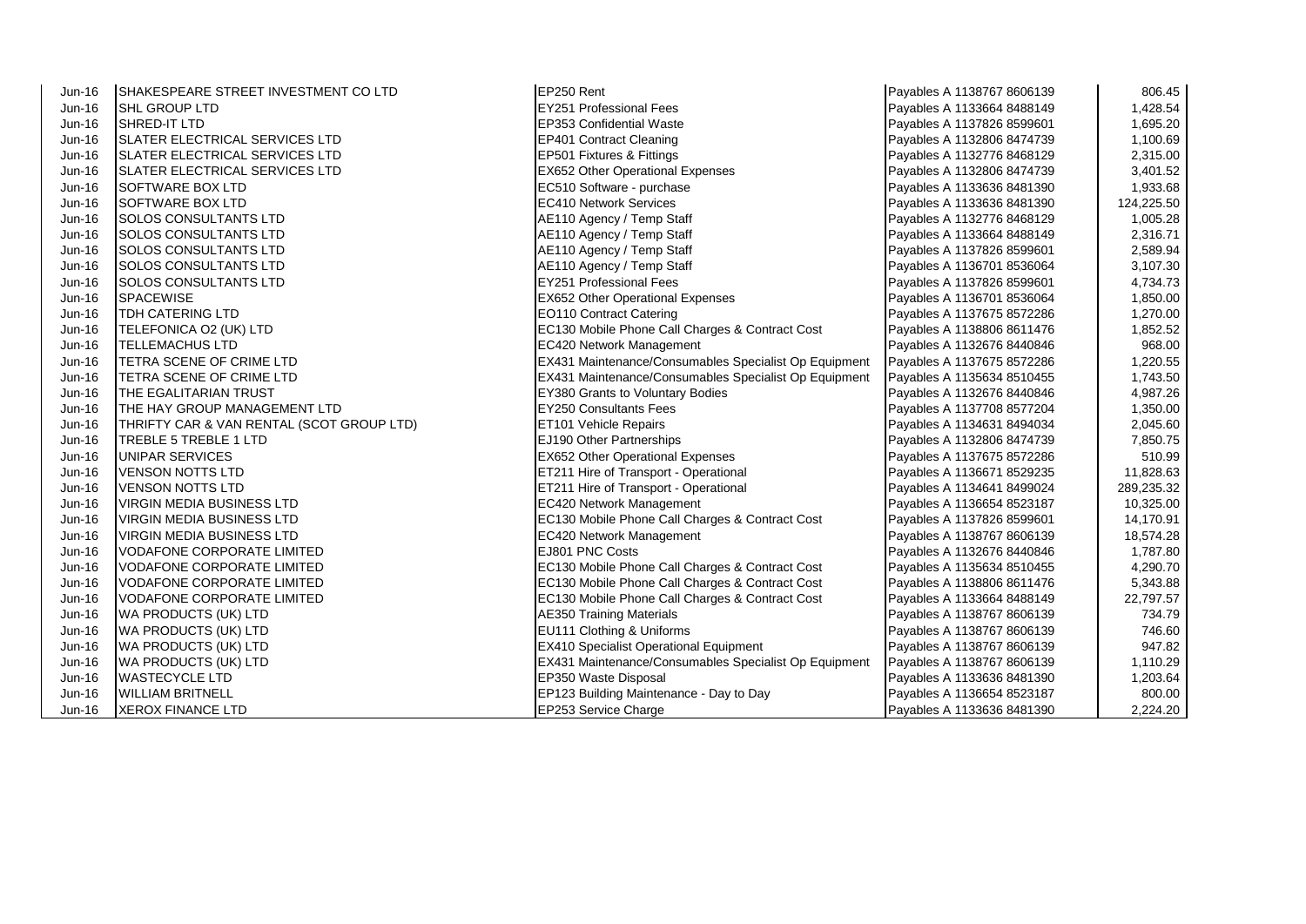| | | | | |
|---|---|---|---|---|
| Jun-16 | SHAKESPEARE STREET INVESTMENT CO LTD | EP250 Rent | Payables A 1138767 8606139 | 806.45 |
| Jun-16 | SHL GROUP LTD | EY251 Professional Fees | Payables A 1133664 8488149 | 1,428.54 |
| Jun-16 | SHRED-IT LTD | EP353 Confidential Waste | Payables A 1137826 8599601 | 1,695.20 |
| Jun-16 | SLATER ELECTRICAL SERVICES LTD | EP401 Contract Cleaning | Payables A 1132806 8474739 | 1,100.69 |
| Jun-16 | SLATER ELECTRICAL SERVICES LTD | EP501 Fixtures & Fittings | Payables A 1132776 8468129 | 2,315.00 |
| Jun-16 | SLATER ELECTRICAL SERVICES LTD | EX652 Other Operational Expenses | Payables A 1132806 8474739 | 3,401.52 |
| Jun-16 | SOFTWARE BOX LTD | EC510 Software - purchase | Payables A 1133636 8481390 | 1,933.68 |
| Jun-16 | SOFTWARE BOX LTD | EC410 Network Services | Payables A 1133636 8481390 | 124,225.50 |
| Jun-16 | SOLOS CONSULTANTS LTD | AE110 Agency / Temp Staff | Payables A 1132776 8468129 | 1,005.28 |
| Jun-16 | SOLOS CONSULTANTS LTD | AE110 Agency / Temp Staff | Payables A 1133664 8488149 | 2,316.71 |
| Jun-16 | SOLOS CONSULTANTS LTD | AE110 Agency / Temp Staff | Payables A 1137826 8599601 | 2,589.94 |
| Jun-16 | SOLOS CONSULTANTS LTD | AE110 Agency / Temp Staff | Payables A 1136701 8536064 | 3,107.30 |
| Jun-16 | SOLOS CONSULTANTS LTD | EY251 Professional Fees | Payables A 1137826 8599601 | 4,734.73 |
| Jun-16 | SPACEWISE | EX652 Other Operational Expenses | Payables A 1136701 8536064 | 1,850.00 |
| Jun-16 | TDH CATERING LTD | EO110 Contract Catering | Payables A 1137675 8572286 | 1,270.00 |
| Jun-16 | TELEFONICA O2 (UK) LTD | EC130 Mobile Phone Call Charges & Contract Cost | Payables A 1138806 8611476 | 1,852.52 |
| Jun-16 | TELLEMACHUS LTD | EC420 Network Management | Payables A 1132676 8440846 | 968.00 |
| Jun-16 | TETRA SCENE OF CRIME LTD | EX431 Maintenance/Consumables Specialist Op Equipment | Payables A 1137675 8572286 | 1,220.55 |
| Jun-16 | TETRA SCENE OF CRIME LTD | EX431 Maintenance/Consumables Specialist Op Equipment | Payables A 1135634 8510455 | 1,743.50 |
| Jun-16 | THE EGALITARIAN TRUST | EY380 Grants to Voluntary Bodies | Payables A 1132676 8440846 | 4,987.26 |
| Jun-16 | THE HAY GROUP MANAGEMENT LTD | EY250 Consultants Fees | Payables A 1137708 8577204 | 1,350.00 |
| Jun-16 | THRIFTY CAR & VAN RENTAL (SCOT GROUP LTD) | ET101 Vehicle Repairs | Payables A 1134631 8494034 | 2,045.60 |
| Jun-16 | TREBLE 5 TREBLE 1 LTD | EJ190 Other Partnerships | Payables A 1132806 8474739 | 7,850.75 |
| Jun-16 | UNIPAR SERVICES | EX652 Other Operational Expenses | Payables A 1137675 8572286 | 510.99 |
| Jun-16 | VENSON NOTTS LTD | ET211 Hire of Transport - Operational | Payables A 1136671 8529235 | 11,828.63 |
| Jun-16 | VENSON NOTTS LTD | ET211 Hire of Transport - Operational | Payables A 1134641 8499024 | 289,235.32 |
| Jun-16 | VIRGIN MEDIA BUSINESS LTD | EC420 Network Management | Payables A 1136654 8523187 | 10,325.00 |
| Jun-16 | VIRGIN MEDIA BUSINESS LTD | EC130 Mobile Phone Call Charges & Contract Cost | Payables A 1137826 8599601 | 14,170.91 |
| Jun-16 | VIRGIN MEDIA BUSINESS LTD | EC420 Network Management | Payables A 1138767 8606139 | 18,574.28 |
| Jun-16 | VODAFONE CORPORATE LIMITED | EJ801 PNC Costs | Payables A 1132676 8440846 | 1,787.80 |
| Jun-16 | VODAFONE CORPORATE LIMITED | EC130 Mobile Phone Call Charges & Contract Cost | Payables A 1135634 8510455 | 4,290.70 |
| Jun-16 | VODAFONE CORPORATE LIMITED | EC130 Mobile Phone Call Charges & Contract Cost | Payables A 1138806 8611476 | 5,343.88 |
| Jun-16 | VODAFONE CORPORATE LIMITED | EC130 Mobile Phone Call Charges & Contract Cost | Payables A 1133664 8488149 | 22,797.57 |
| Jun-16 | WA PRODUCTS (UK) LTD | AE350 Training Materials | Payables A 1138767 8606139 | 734.79 |
| Jun-16 | WA PRODUCTS (UK) LTD | EU111 Clothing & Uniforms | Payables A 1138767 8606139 | 746.60 |
| Jun-16 | WA PRODUCTS (UK) LTD | EX410 Specialist Operational Equipment | Payables A 1138767 8606139 | 947.82 |
| Jun-16 | WA PRODUCTS (UK) LTD | EX431 Maintenance/Consumables Specialist Op Equipment | Payables A 1138767 8606139 | 1,110.29 |
| Jun-16 | WASTECYCLE LTD | EP350 Waste Disposal | Payables A 1133636 8481390 | 1,203.64 |
| Jun-16 | WILLIAM BRITNELL | EP123 Building Maintenance - Day to Day | Payables A 1136654 8523187 | 800.00 |
| Jun-16 | XEROX FINANCE LTD | EP253 Service Charge | Payables A 1133636 8481390 | 2,224.20 |